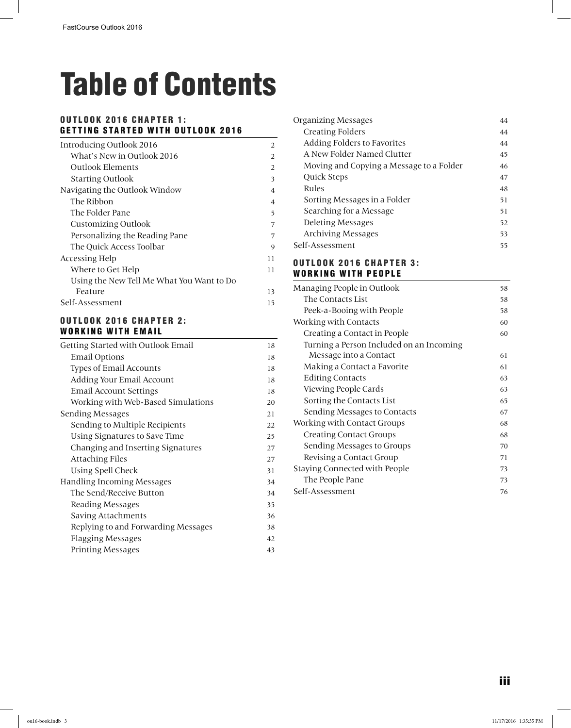# Table of Contents

## OUTLOOK 2016 CHAPTER 1: GETTING STARTED WITH OUTLOOK 2016

| | |
|---|---|
| Introducing Outlook 2016 | 2 |
| What's New in Outlook 2016 | 2 |
| Outlook Elements | 2 |
| Starting Outlook | 3 |
| Navigating the Outlook Window | 4 |
| The Ribbon | 4 |
| The Folder Pane | 5 |
| Customizing Outlook | 7 |
| Personalizing the Reading Pane | 7 |
| The Quick Access Toolbar | 9 |
| Accessing Help | 11 |
| Where to Get Help | 11 |
| Using the New Tell Me What You Want to Do Feature | 13 |
| Self-Assessment | 15 |

## OUTLOOK 2016 CHAPTER 2: WORKING WITH EMAIL

| | |
|---|---|
| Getting Started with Outlook Email | 18 |
| Email Options | 18 |
| Types of Email Accounts | 18 |
| Adding Your Email Account | 18 |
| Email Account Settings | 18 |
| Working with Web-Based Simulations | 20 |
| Sending Messages | 21 |
| Sending to Multiple Recipients | 22 |
| Using Signatures to Save Time | 25 |
| Changing and Inserting Signatures | 27 |
| Attaching Files | 27 |
| Using Spell Check | 31 |
| Handling Incoming Messages | 34 |
| The Send/Receive Button | 34 |
| Reading Messages | 35 |
| Saving Attachments | 36 |
| Replying to and Forwarding Messages | 38 |
| Flagging Messages | 42 |
| Printing Messages | 43 |
| Organizing Messages | 44 |
| Creating Folders | 44 |
| Adding Folders to Favorites | 44 |
| A New Folder Named Clutter | 45 |
| Moving and Copying a Message to a Folder | 46 |
| Quick Steps | 47 |
| Rules | 48 |
| Sorting Messages in a Folder | 51 |
| Searching for a Message | 51 |
| Deleting Messages | 52 |
| Archiving Messages | 53 |
| Self-Assessment | 55 |

## OUTLOOK 2016 CHAPTER 3: WORKING WITH PEOPLE

| | |
|---|---|
| Managing People in Outlook | 58 |
| The Contacts List | 58 |
| Peek-a-Booing with People | 58 |
| Working with Contacts | 60 |
| Creating a Contact in People | 60 |
| Turning a Person Included on an Incoming Message into a Contact | 61 |
| Making a Contact a Favorite | 61 |
| Editing Contacts | 63 |
| Viewing People Cards | 63 |
| Sorting the Contacts List | 65 |
| Sending Messages to Contacts | 67 |
| Working with Contact Groups | 68 |
| Creating Contact Groups | 68 |
| Sending Messages to Groups | 70 |
| Revising a Contact Group | 71 |
| Staying Connected with People | 73 |
| The People Pane | 73 |
| Self-Assessment | 76 |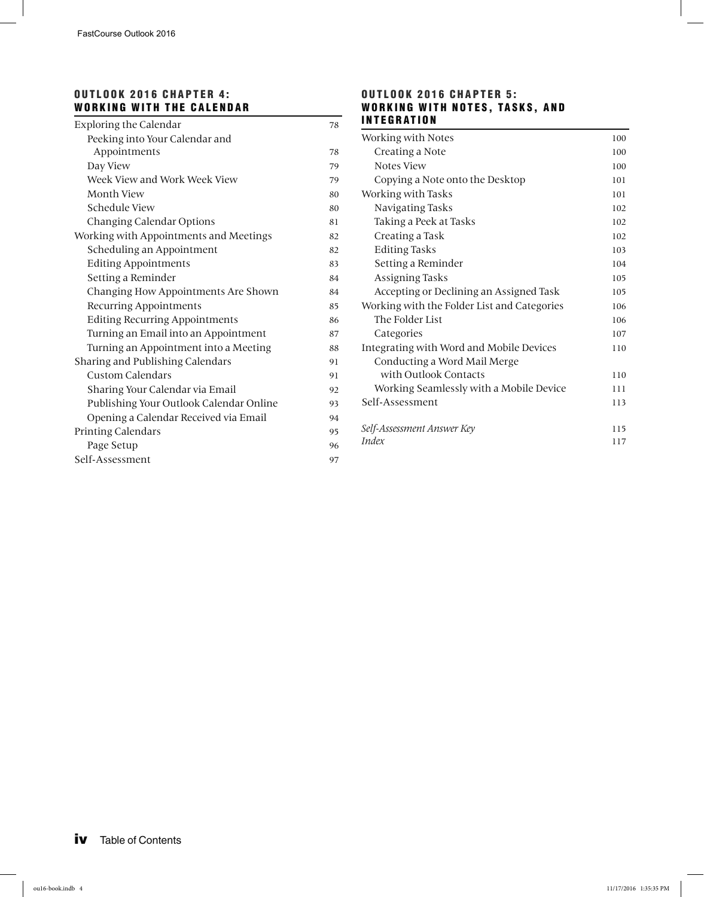## Outlook 2016 Chapter 4: Working with the Calendar

| | |
|---|---|
| Exploring the Calendar | 78 |
| Peeking into Your Calendar and Appointments | 78 |
| Day View | 79 |
| Week View and Work Week View | 79 |
| Month View | 80 |
| Schedule View | 80 |
| Changing Calendar Options | 81 |
| Working with Appointments and Meetings | 82 |
| Scheduling an Appointment | 82 |
| Editing Appointments | 83 |
| Setting a Reminder | 84 |
| Changing How Appointments Are Shown | 84 |
| Recurring Appointments | 85 |
| Editing Recurring Appointments | 86 |
| Turning an Email into an Appointment | 87 |
| Turning an Appointment into a Meeting | 88 |
| Sharing and Publishing Calendars | 91 |
| Custom Calendars | 91 |
| Sharing Your Calendar via Email | 92 |
| Publishing Your Outlook Calendar Online | 93 |
| Opening a Calendar Received via Email | 94 |
| Printing Calendars | 95 |
| Page Setup | 96 |
| Self-Assessment | 97 |

## Outlook 2016 Chapter 5: Working with Notes, Tasks, and Integration

| | |
|---|---|
| Working with Notes | 100 |
| Creating a Note | 100 |
| Notes View | 100 |
| Copying a Note onto the Desktop | 101 |
| Working with Tasks | 101 |
| Navigating Tasks | 102 |
| Taking a Peek at Tasks | 102 |
| Creating a Task | 102 |
| Editing Tasks | 103 |
| Setting a Reminder | 104 |
| Assigning Tasks | 105 |
| Accepting or Declining an Assigned Task | 105 |
| Working with the Folder List and Categories | 106 |
| The Folder List | 106 |
| Categories | 107 |
| Integrating with Word and Mobile Devices | 110 |
| Conducting a Word Mail Merge with Outlook Contacts | 110 |
| Working Seamlessly with a Mobile Device | 111 |
| Self-Assessment | 113 |
| *Self-Assessment Answer Key* | 115 |
| *Index* | 117 |